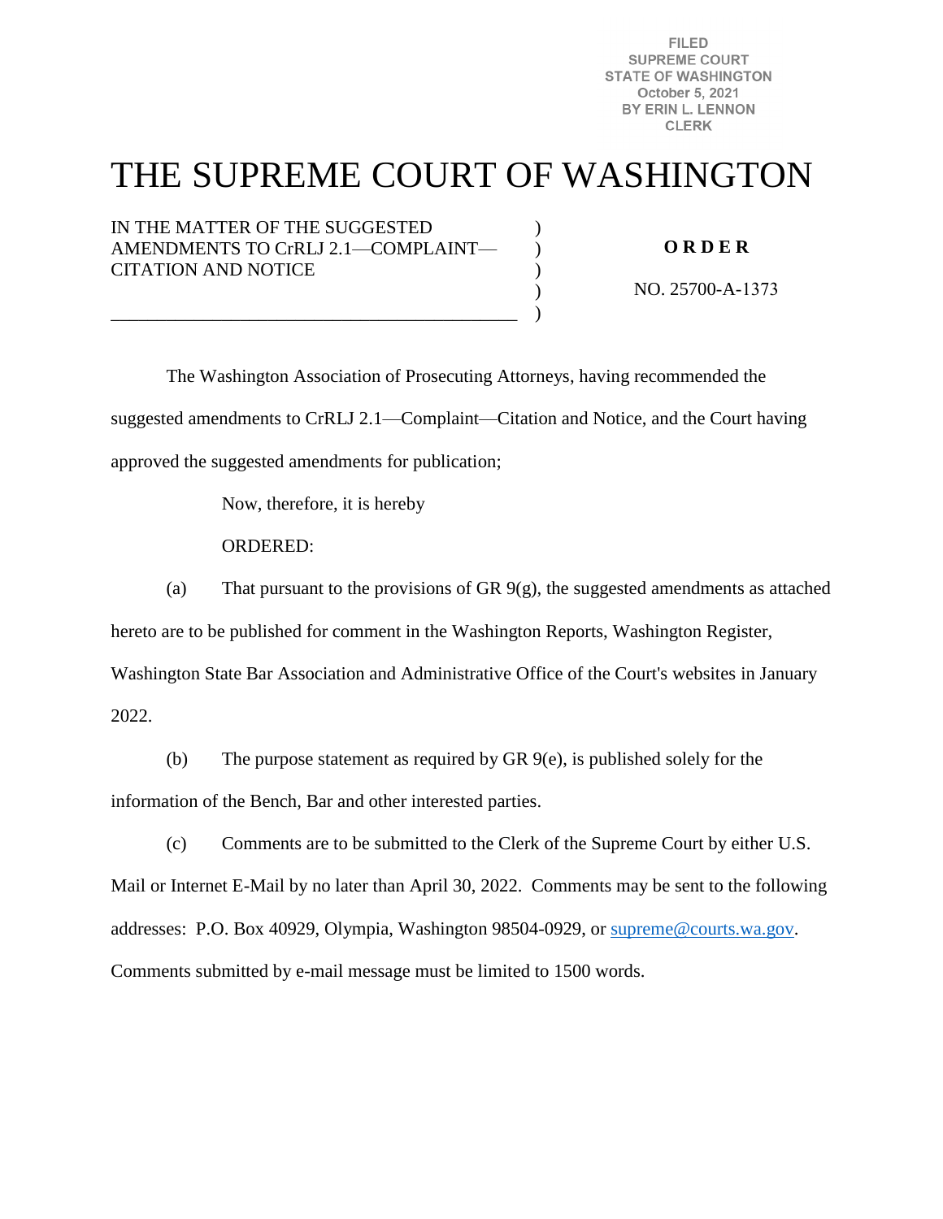FILED
SUPREME COURT
STATE OF WASHINGTON
October 5, 2021
BY ERIN L. LENNON
CLERK

# THE SUPREME COURT OF WASHINGTON

IN THE MATTER OF THE SUGGESTED AMENDMENTS TO CrRLJ 2.1—COMPLAINT—CITATION AND NOTICE

**ORDER**

NO. 25700-A-1373

The Washington Association of Prosecuting Attorneys, having recommended the suggested amendments to CrRLJ 2.1—Complaint—Citation and Notice, and the Court having approved the suggested amendments for publication;

Now, therefore, it is hereby

ORDERED:

(a) That pursuant to the provisions of GR 9(g), the suggested amendments as attached hereto are to be published for comment in the Washington Reports, Washington Register, Washington State Bar Association and Administrative Office of the Court's websites in January 2022.

(b) The purpose statement as required by GR 9(e), is published solely for the information of the Bench, Bar and other interested parties.

(c) Comments are to be submitted to the Clerk of the Supreme Court by either U.S. Mail or Internet E-Mail by no later than April 30, 2022. Comments may be sent to the following addresses: P.O. Box 40929, Olympia, Washington 98504-0929, or supreme@courts.wa.gov. Comments submitted by e-mail message must be limited to 1500 words.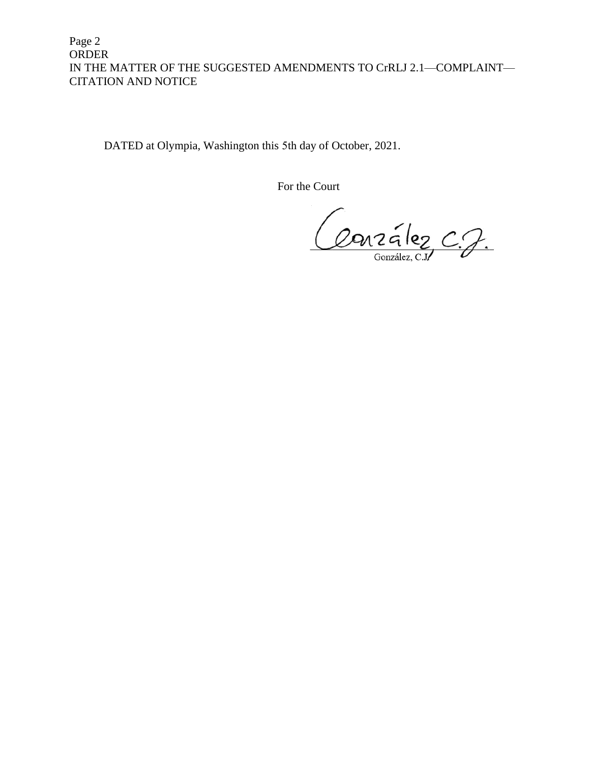DATED at Olympia, Washington this 5th day of October, 2021.

For the Court

González, C.J.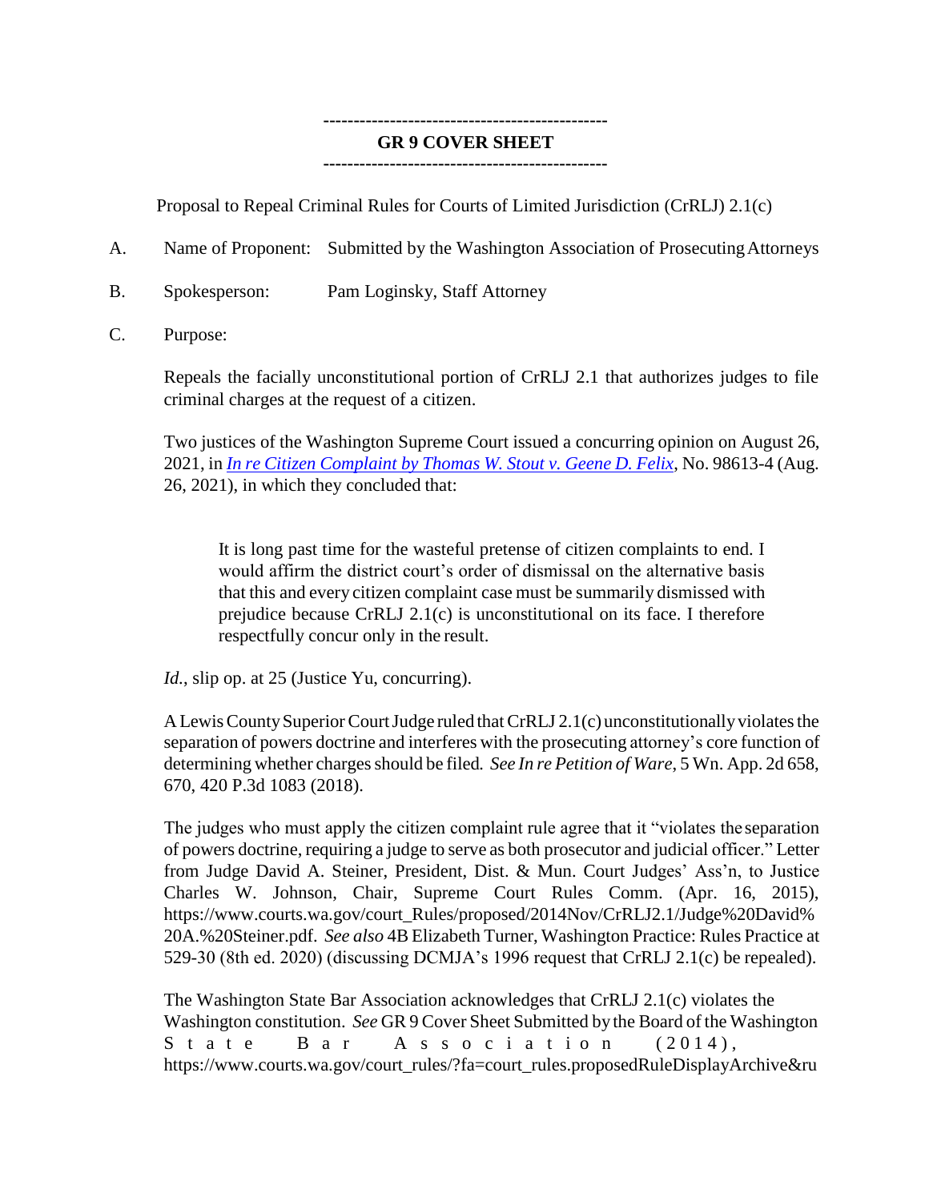---

**GR 9 COVER SHEET**

---

Proposal to Repeal Criminal Rules for Courts of Limited Jurisdiction (CrRLJ) 2.1(c)

A. Name of Proponent: Submitted by the Washington Association of Prosecuting Attorneys

B. Spokesperson: Pam Loginsky, Staff Attorney

C. Purpose:

Repeals the facially unconstitutional portion of CrRLJ 2.1 that authorizes judges to file criminal charges at the request of a citizen.

Two justices of the Washington Supreme Court issued a concurring opinion on August 26, 2021, in *In re Citizen Complaint by Thomas W. Stout v. Geene D. Felix*, No. 98613-4 (Aug. 26, 2021), in which they concluded that:

> It is long past time for the wasteful pretense of citizen complaints to end. I would affirm the district court's order of dismissal on the alternative basis that this and every citizen complaint case must be summarily dismissed with prejudice because CrRLJ 2.1(c) is unconstitutional on its face. I therefore respectfully concur only in the result.

*Id.*, slip op. at 25 (Justice Yu, concurring).

A Lewis County Superior Court Judge ruled that CrRLJ 2.1(c) unconstitutionally violates the separation of powers doctrine and interferes with the prosecuting attorney's core function of determining whether charges should be filed. *See In re Petition of Ware*, 5 Wn. App. 2d 658, 670, 420 P.3d 1083 (2018).

The judges who must apply the citizen complaint rule agree that it "violates the separation of powers doctrine, requiring a judge to serve as both prosecutor and judicial officer." Letter from Judge David A. Steiner, President, Dist. & Mun. Court Judges' Ass'n, to Justice Charles W. Johnson, Chair, Supreme Court Rules Comm. (Apr. 16, 2015), https://www.courts.wa.gov/court_Rules/proposed/2014Nov/CrRLJ2.1/Judge%20David%20A.%20Steiner.pdf. *See also* 4B Elizabeth Turner, Washington Practice: Rules Practice at 529-30 (8th ed. 2020) (discussing DCMJA's 1996 request that CrRLJ 2.1(c) be repealed).

The Washington State Bar Association acknowledges that CrRLJ 2.1(c) violates the Washington constitution. *See* GR 9 Cover Sheet Submitted by the Board of the Washington State Bar Association (2014), https://www.courts.wa.gov/court_rules/?fa=court_rules.proposedRuleDisplayArchive&ru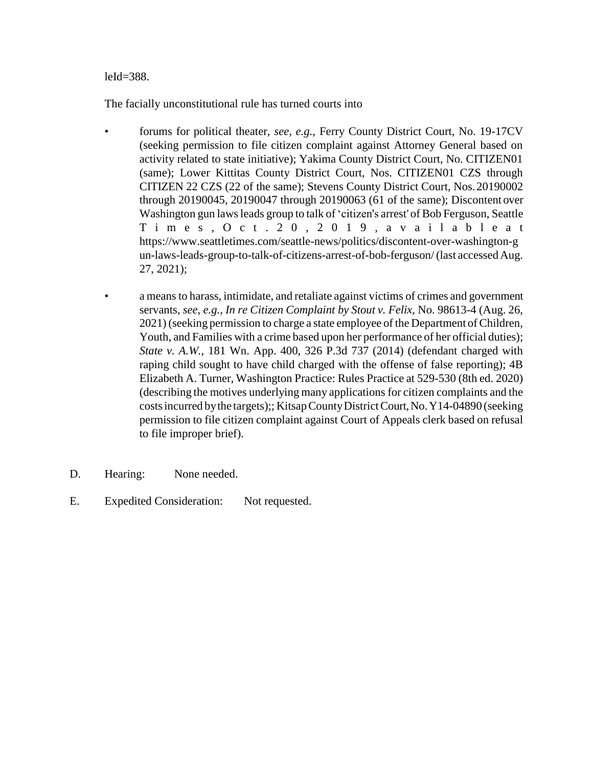leId=388.

The facially unconstitutional rule has turned courts into

- forums for political theater, *see, e.g.*, Ferry County District Court, No. 19-17CV (seeking permission to file citizen complaint against Attorney General based on activity related to state initiative); Yakima County District Court, No. CITIZEN01 (same); Lower Kittitas County District Court, Nos. CITIZEN01 CZS through CITIZEN 22 CZS (22 of the same); Stevens County District Court, Nos. 20190002 through 20190045, 20190047 through 20190063 (61 of the same); Discontent over Washington gun laws leads group to talk of 'citizen's arrest' of Bob Ferguson, Seattle Times, Oct. 20, 2019, available at https://www.seattletimes.com/seattle-news/politics/discontent-over-washington-gun-laws-leads-group-to-talk-of-citizens-arrest-of-bob-ferguson/ (last accessed Aug. 27, 2021);

- a means to harass, intimidate, and retaliate against victims of crimes and government servants, *see, e.g., In re Citizen Complaint by Stout v. Felix*, No. 98613-4 (Aug. 26, 2021) (seeking permission to charge a state employee of the Department of Children, Youth, and Families with a crime based upon her performance of her official duties); *State v. A.W.*, 181 Wn. App. 400, 326 P.3d 737 (2014) (defendant charged with raping child sought to have child charged with the offense of false reporting); 4B Elizabeth A. Turner, Washington Practice: Rules Practice at 529-530 (8th ed. 2020) (describing the motives underlying many applications for citizen complaints and the costs incurred by the targets);; Kitsap County District Court, No. Y14-04890 (seeking permission to file citizen complaint against Court of Appeals clerk based on refusal to file improper brief).

D. Hearing: None needed.

E. Expedited Consideration: Not requested.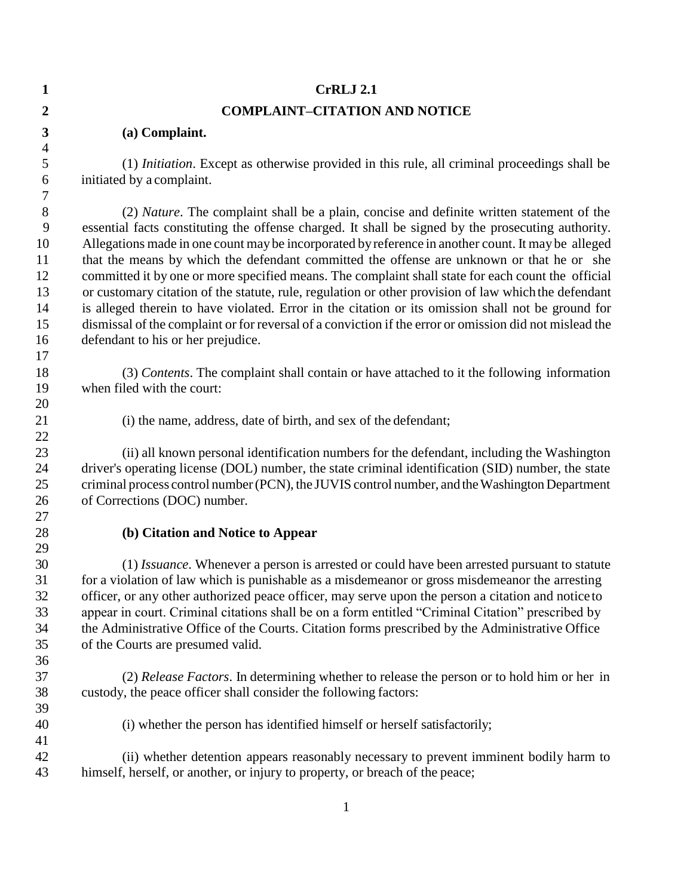# CrRLJ 2.1

## COMPLAINT–CITATION AND NOTICE

### (a) Complaint.

(1) *Initiation*. Except as otherwise provided in this rule, all criminal proceedings shall be initiated by a complaint.

(2) *Nature*. The complaint shall be a plain, concise and definite written statement of the essential facts constituting the offense charged. It shall be signed by the prosecuting authority. Allegations made in one count may be incorporated by reference in another count. It may be alleged that the means by which the defendant committed the offense are unknown or that he or she committed it by one or more specified means. The complaint shall state for each count the official or customary citation of the statute, rule, regulation or other provision of law which the defendant is alleged therein to have violated. Error in the citation or its omission shall not be ground for dismissal of the complaint or for reversal of a conviction if the error or omission did not mislead the defendant to his or her prejudice.

(3) *Contents*. The complaint shall contain or have attached to it the following information when filed with the court:

(i) the name, address, date of birth, and sex of the defendant;

(ii) all known personal identification numbers for the defendant, including the Washington driver's operating license (DOL) number, the state criminal identification (SID) number, the state criminal process control number (PCN), the JUVIS control number, and the Washington Department of Corrections (DOC) number.

### (b) Citation and Notice to Appear

(1) *Issuance*. Whenever a person is arrested or could have been arrested pursuant to statute for a violation of law which is punishable as a misdemeanor or gross misdemeanor the arresting officer, or any other authorized peace officer, may serve upon the person a citation and notice to appear in court. Criminal citations shall be on a form entitled "Criminal Citation" prescribed by the Administrative Office of the Courts. Citation forms prescribed by the Administrative Office of the Courts are presumed valid.

(2) *Release Factors*. In determining whether to release the person or to hold him or her in custody, the peace officer shall consider the following factors:

(i) whether the person has identified himself or herself satisfactorily;

(ii) whether detention appears reasonably necessary to prevent imminent bodily harm to himself, herself, or another, or injury to property, or breach of the peace;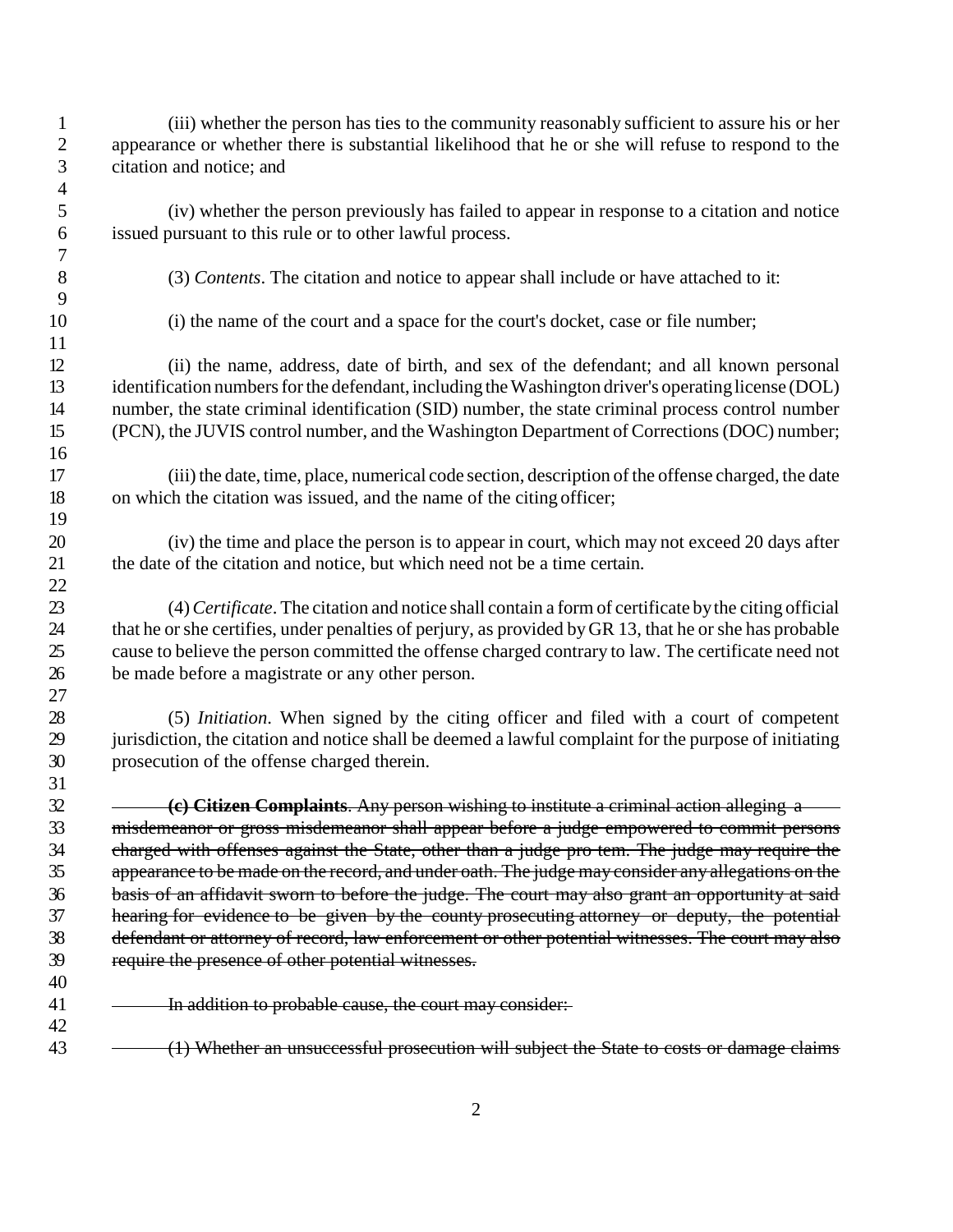(iii) whether the person has ties to the community reasonably sufficient to assure his or her appearance or whether there is substantial likelihood that he or she will refuse to respond to the citation and notice; and

(iv) whether the person previously has failed to appear in response to a citation and notice issued pursuant to this rule or to other lawful process.

(3) *Contents*. The citation and notice to appear shall include or have attached to it:

(i) the name of the court and a space for the court's docket, case or file number;

(ii) the name, address, date of birth, and sex of the defendant; and all known personal identification numbers for the defendant, including the Washington driver's operating license (DOL) number, the state criminal identification (SID) number, the state criminal process control number (PCN), the JUVIS control number, and the Washington Department of Corrections (DOC) number;

(iii) the date, time, place, numerical code section, description of the offense charged, the date on which the citation was issued, and the name of the citing officer;

(iv) the time and place the person is to appear in court, which may not exceed 20 days after the date of the citation and notice, but which need not be a time certain.

(4) *Certificate*. The citation and notice shall contain a form of certificate by the citing official that he or she certifies, under penalties of perjury, as provided by GR 13, that he or she has probable cause to believe the person committed the offense charged contrary to law. The certificate need not be made before a magistrate or any other person.

(5) *Initiation*. When signed by the citing officer and filed with a court of competent jurisdiction, the citation and notice shall be deemed a lawful complaint for the purpose of initiating prosecution of the offense charged therein.

~~**(c) Citizen Complaints**. Any person wishing to institute a criminal action alleging a misdemeanor or gross misdemeanor shall appear before a judge empowered to commit persons charged with offenses against the State, other than a judge pro tem. The judge may require the appearance to be made on the record, and under oath. The judge may consider any allegations on the basis of an affidavit sworn to before the judge. The court may also grant an opportunity at said hearing for evidence to be given by the county prosecuting attorney or deputy, the potential defendant or attorney of record, law enforcement or other potential witnesses. The court may also require the presence of other potential witnesses.~~

~~In addition to probable cause, the court may consider:~~

~~(1) Whether an unsuccessful prosecution will subject the State to costs or damage claims~~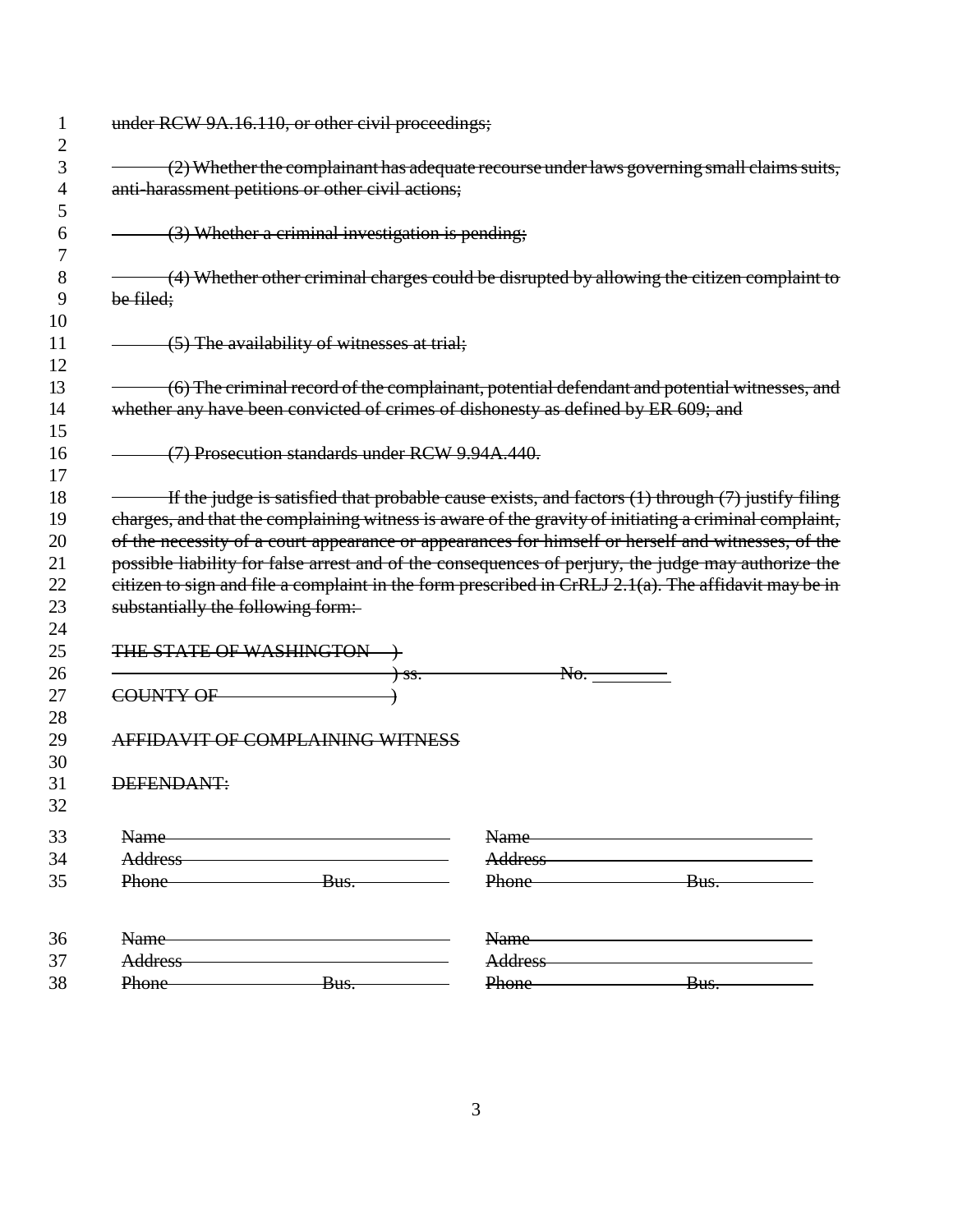~~under RCW 9A.16.110, or other civil proceedings;~~

~~(2) Whether the complainant has adequate recourse under laws governing small claims suits, anti-harassment petitions or other civil actions;~~

~~(3) Whether a criminal investigation is pending;~~

~~(4) Whether other criminal charges could be disrupted by allowing the citizen complaint to be filed;~~

~~(5) The availability of witnesses at trial;~~

~~(6) The criminal record of the complainant, potential defendant and potential witnesses, and whether any have been convicted of crimes of dishonesty as defined by ER 609; and~~

~~(7) Prosecution standards under RCW 9.94A.440.~~

~~If the judge is satisfied that probable cause exists, and factors (1) through (7) justify filing charges, and that the complaining witness is aware of the gravity of initiating a criminal complaint, of the necessity of a court appearance or appearances for himself or herself and witnesses, of the possible liability for false arrest and of the consequences of perjury, the judge may authorize the citizen to sign and file a complaint in the form prescribed in CrRLJ 2.1(a). The affidavit may be in substantially the following form:~~

~~THE STATE OF WASHINGTON )~~
~~) ss. No. ________~~
~~COUNTY OF ____________ )~~

~~AFFIDAVIT OF COMPLAINING WITNESS~~

~~DEFENDANT:~~

| | |
|---|---|
| ~~Name~~ ________________ | ~~Name~~ ________________ |
| ~~Address~~ ________________ | ~~Address~~ ________________ |
| ~~Phone~~ ________ ~~Bus.~~ ________ | ~~Phone~~ ________ ~~Bus.~~ ________ |
| ~~Name~~ ________________ | ~~Name~~ ________________ |
| ~~Address~~ ________________ | ~~Address~~ ________________ |
| ~~Phone~~ ________ ~~Bus.~~ ________ | ~~Phone~~ ________ ~~Bus.~~ ________ |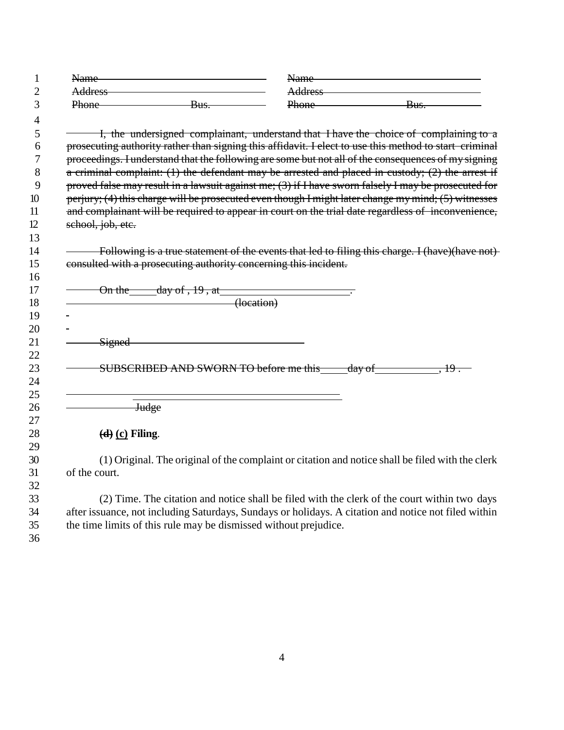~~Name~~ ~~Address~~ ~~Phone Bus.~~

~~Name~~ ~~Address~~ ~~Phone Bus.~~

~~I, the undersigned complainant, understand that I have the choice of complaining to a prosecuting authority rather than signing this affidavit. I elect to use this method to start criminal proceedings. I understand that the following are some but not all of the consequences of my signing a criminal complaint: (1) the defendant may be arrested and placed in custody; (2) the arrest if proved false may result in a lawsuit against me; (3) if I have sworn falsely I may be prosecuted for perjury; (4) this charge will be prosecuted even though I might later change my mind; (5) witnesses and complainant will be required to appear in court on the trial date regardless of inconvenience, school, job, etc.~~

~~Following is a true statement of the events that led to filing this charge. I (have)(have not) consulted with a prosecuting authority concerning this incident.~~

~~On the \_\_\_\_\_ day of , 19 , at \_\_\_\_\_\_\_\_\_\_\_\_\_\_\_\_\_\_\_\_\_\_\_\_.~~
~~(location)~~

~~Signed \_\_\_\_\_\_\_\_\_\_\_\_\_\_\_\_\_\_\_\_\_\_\_\_\_\_\_\_\_\_~~

~~SUBSCRIBED AND SWORN TO before me this \_\_\_\_\_ day of \_\_\_\_\_\_\_\_\_\_\_, 19 .~~

\_\_\_\_\_\_\_\_\_\_\_\_\_\_\_\_\_\_\_\_\_\_\_\_\_\_\_\_\_\_\_\_\_\_\_\_\_\_\_\_\_\_
~~Judge~~

**~~(d)~~ <u>(c)</u> Filing**.

(1) Original. The original of the complaint or citation and notice shall be filed with the clerk of the court.

(2) Time. The citation and notice shall be filed with the clerk of the court within two days after issuance, not including Saturdays, Sundays or holidays. A citation and notice not filed within the time limits of this rule may be dismissed without prejudice.